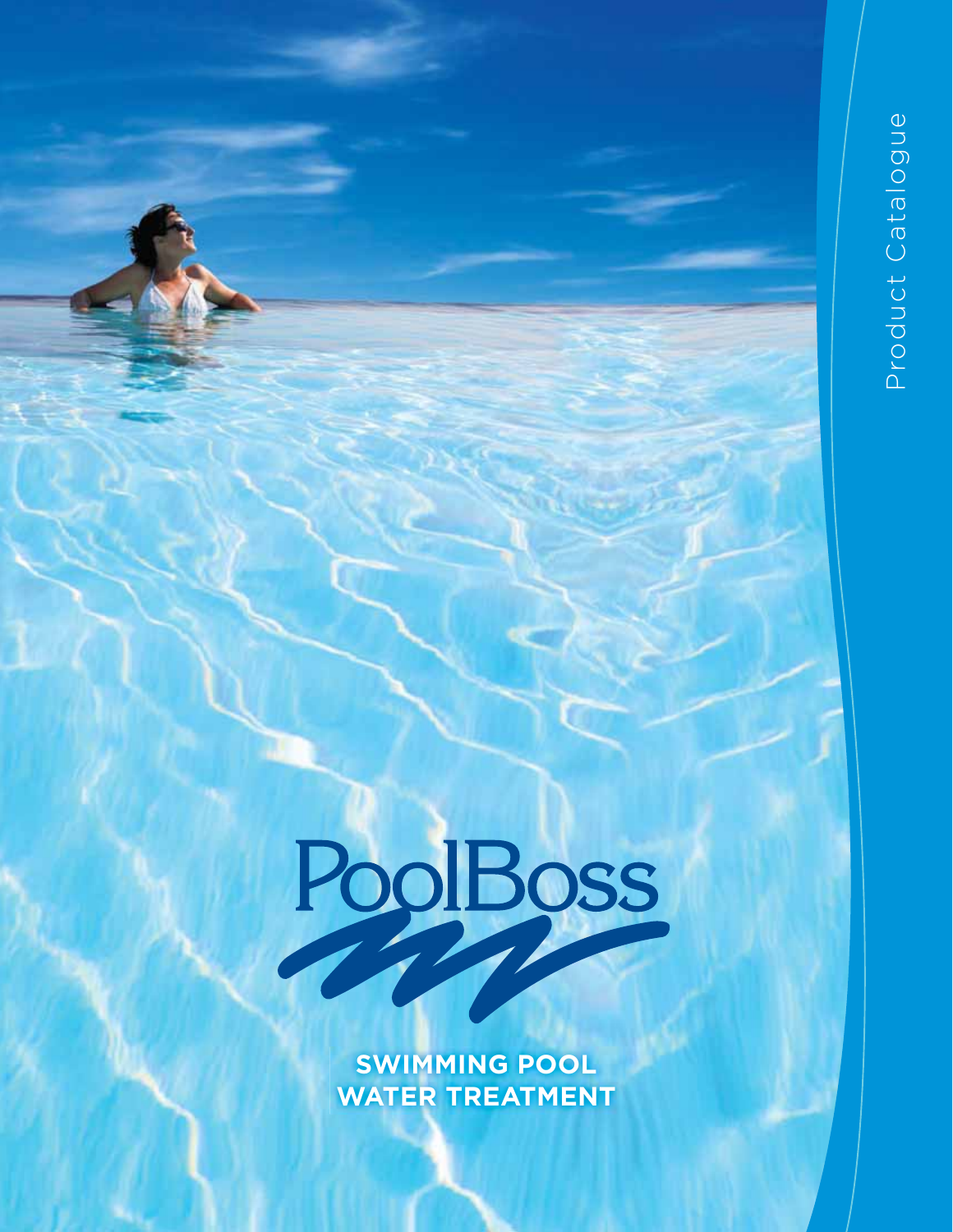# PoolBoss

**SWIMMING POOL WATER TREATMENT**

Product Catalogue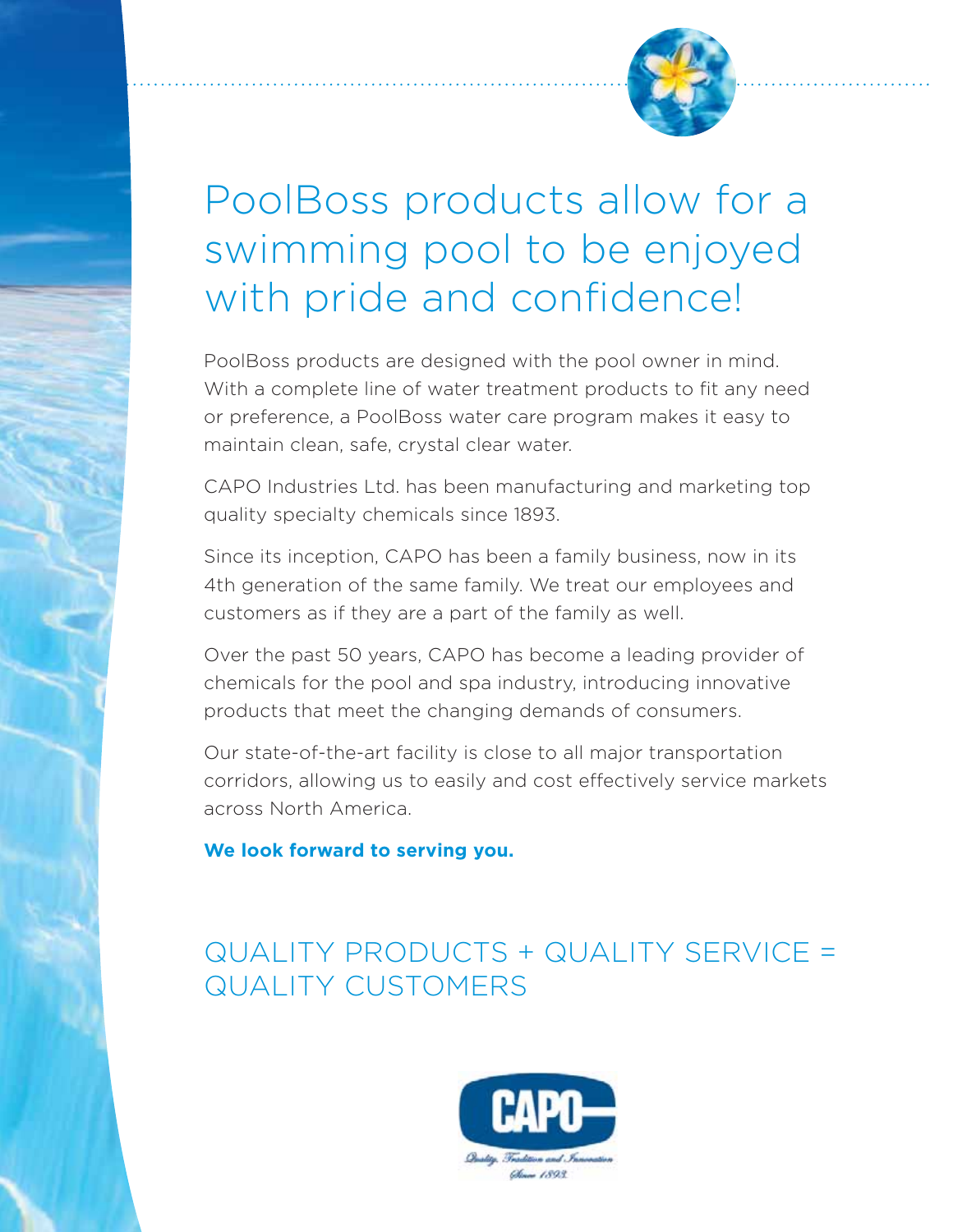# PoolBoss products allow for a swimming pool to be enjoyed with pride and confidence!

PoolBoss products are designed with the pool owner in mind. With a complete line of water treatment products to fit any need or preference, a PoolBoss water care program makes it easy to maintain clean, safe, crystal clear water.

CAPO Industries Ltd. has been manufacturing and marketing top quality specialty chemicals since 1893.

Since its inception, CAPO has been a family business, now in its 4th generation of the same family. We treat our employees and customers as if they are a part of the family as well.

Over the past 50 years, CAPO has become a leading provider of chemicals for the pool and spa industry, introducing innovative products that meet the changing demands of consumers.

Our state-of-the-art facility is close to all major transportation corridors, allowing us to easily and cost effectively service markets across North America.

**We look forward to serving you.**

## QUALITY PRODUCTS + QUALITY SERVICE = QUALITY CUSTOMERS

CAPO

*Quality, Tradition and Innovation Since 1893*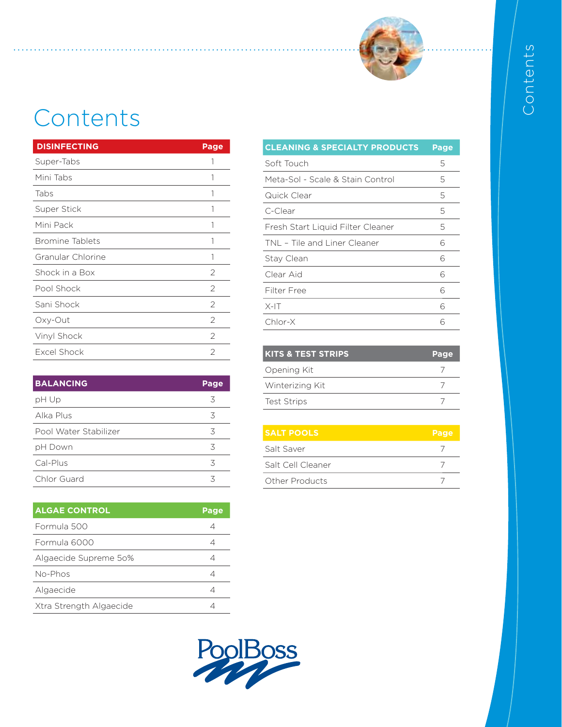# Contents

| DISINFECTING | Page |
|---|---|
| Super-Tabs | 1 |
| Mini Tabs | 1 |
| Tabs | 1 |
| Super Stick | 1 |
| Mini Pack | 1 |
| Bromine Tablets | 1 |
| Granular Chlorine | 1 |
| Shock in a Box | 2 |
| Pool Shock | 2 |
| Sani Shock | 2 |
| Oxy-Out | 2 |
| Vinyl Shock | 2 |
| Excel Shock | 2 |

| BALANCING | Page |
|---|---|
| pH Up | 3 |
| Alka Plus | 3 |
| Pool Water Stabilizer | 3 |
| pH Down | 3 |
| Cal-Plus | 3 |
| Chlor Guard | 3 |

| ALGAE CONTROL | Page |
|---|---|
| Formula 500 | 4 |
| Formula 6000 | 4 |
| Algaecide Supreme 50% | 4 |
| No-Phos | 4 |
| Algaecide | 4 |
| Xtra Strength Algaecide | 4 |

| CLEANING & SPECIALTY PRODUCTS | Page |
|---|---|
| Soft Touch | 5 |
| Meta-Sol - Scale & Stain Control | 5 |
| Quick Clear | 5 |
| C-Clear | 5 |
| Fresh Start Liquid Filter Cleaner | 5 |
| TNL – Tile and Liner Cleaner | 6 |
| Stay Clean | 6 |
| Clear Aid | 6 |
| Filter Free | 6 |
| X-IT | 6 |
| Chlor-X | 6 |

| KITS & TEST STRIPS | Page |
|---|---|
| Opening Kit | 7 |
| Winterizing Kit | 7 |
| Test Strips | 7 |

| SALT POOLS | Page |
|---|---|
| Salt Saver | 7 |
| Salt Cell Cleaner | 7 |
| Other Products | 7 |

PoolBoss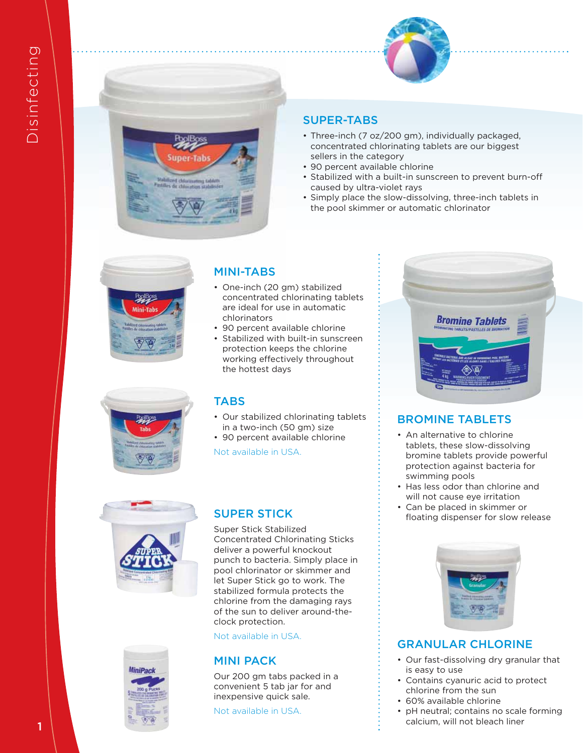## SUPER-TABS

- Three-inch (7 oz/200 gm), individually packaged, concentrated chlorinating tablets are our biggest sellers in the category
- 90 percent available chlorine
- Stabilized with a built-in sunscreen to prevent burn-off caused by ultra-violet rays
- Simply place the slow-dissolving, three-inch tablets in the pool skimmer or automatic chlorinator

## MINI-TABS

- One-inch (20 gm) stabilized concentrated chlorinating tablets are ideal for use in automatic chlorinators
- 90 percent available chlorine
- Stabilized with built-in sunscreen protection keeps the chlorine working effectively throughout the hottest days

## TABS

- Our stabilized chlorinating tablets in a two-inch (50 gm) size
- 90 percent available chlorine

Not available in USA.

## SUPER STICK

Super Stick Stabilized Concentrated Chlorinating Sticks deliver a powerful knockout punch to bacteria. Simply place in pool chlorinator or skimmer and let Super Stick go to work. The stabilized formula protects the chlorine from the damaging rays of the sun to deliver around-the-clock protection.

Not available in USA.

## MINI PACK

Our 200 gm tabs packed in a convenient 5 tab jar for and inexpensive quick sale.

Not available in USA.

## BROMINE TABLETS

- An alternative to chlorine tablets, these slow-dissolving bromine tablets provide powerful protection against bacteria for swimming pools
- Has less odor than chlorine and will not cause eye irritation
- Can be placed in skimmer or floating dispenser for slow release

## GRANULAR CHLORINE

- Our fast-dissolving dry granular that is easy to use
- Contains cyanuric acid to protect chlorine from the sun
- 60% available chlorine
- pH neutral; contains no scale forming calcium, will not bleach liner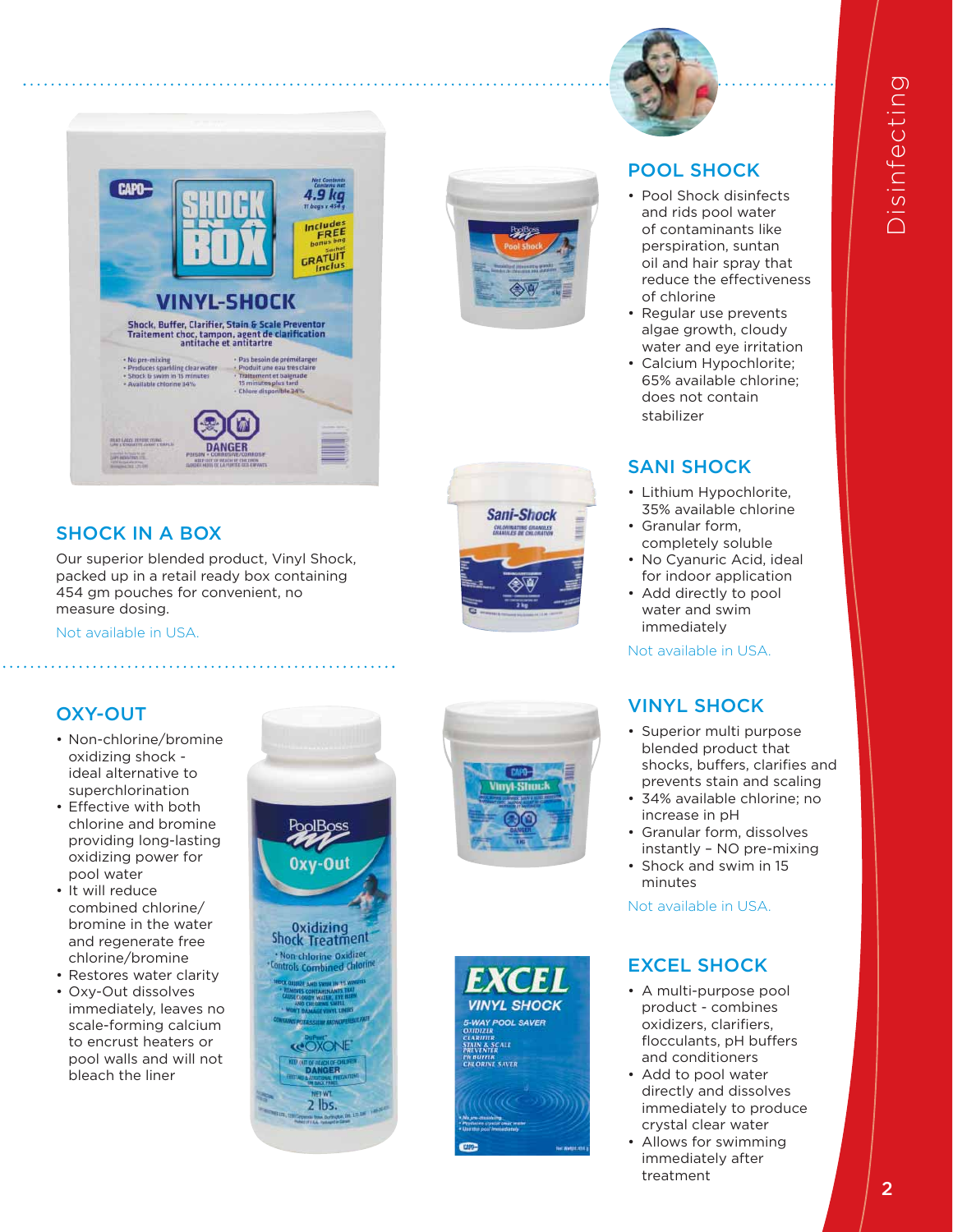## SHOCK IN A BOX

Our superior blended product, Vinyl Shock, packed up in a retail ready box containing 454 gm pouches for convenient, no measure dosing.

Not available in USA.

## POOL SHOCK

- Pool Shock disinfects and rids pool water of contaminants like perspiration, suntan oil and hair spray that reduce the effectiveness of chlorine
- Regular use prevents algae growth, cloudy water and eye irritation
- Calcium Hypochlorite; 65% available chlorine; does not contain stabilizer

## SANI SHOCK

- Lithium Hypochlorite, 35% available chlorine
- Granular form, completely soluble
- No Cyanuric Acid, ideal for indoor application
- Add directly to pool water and swim immediately

Not available in USA.

## OXY-OUT

- Non-chlorine/bromine oxidizing shock - ideal alternative to superchlorination
- Effective with both chlorine and bromine providing long-lasting oxidizing power for pool water
- It will reduce combined chlorine/bromine in the water and regenerate free chlorine/bromine
- Restores water clarity
- Oxy-Out dissolves immediately, leaves no scale-forming calcium to encrust heaters or pool walls and will not bleach the liner

## VINYL SHOCK

- Superior multi purpose blended product that shocks, buffers, clarifies and prevents stain and scaling
- 34% available chlorine; no increase in pH
- Granular form, dissolves instantly – NO pre-mixing
- Shock and swim in 15 minutes

Not available in USA.

## EXCEL SHOCK

- A multi-purpose pool product - combines oxidizers, clarifiers, flocculants, pH buffers and conditioners
- Add to pool water directly and dissolves immediately to produce crystal clear water
- Allows for swimming immediately after treatment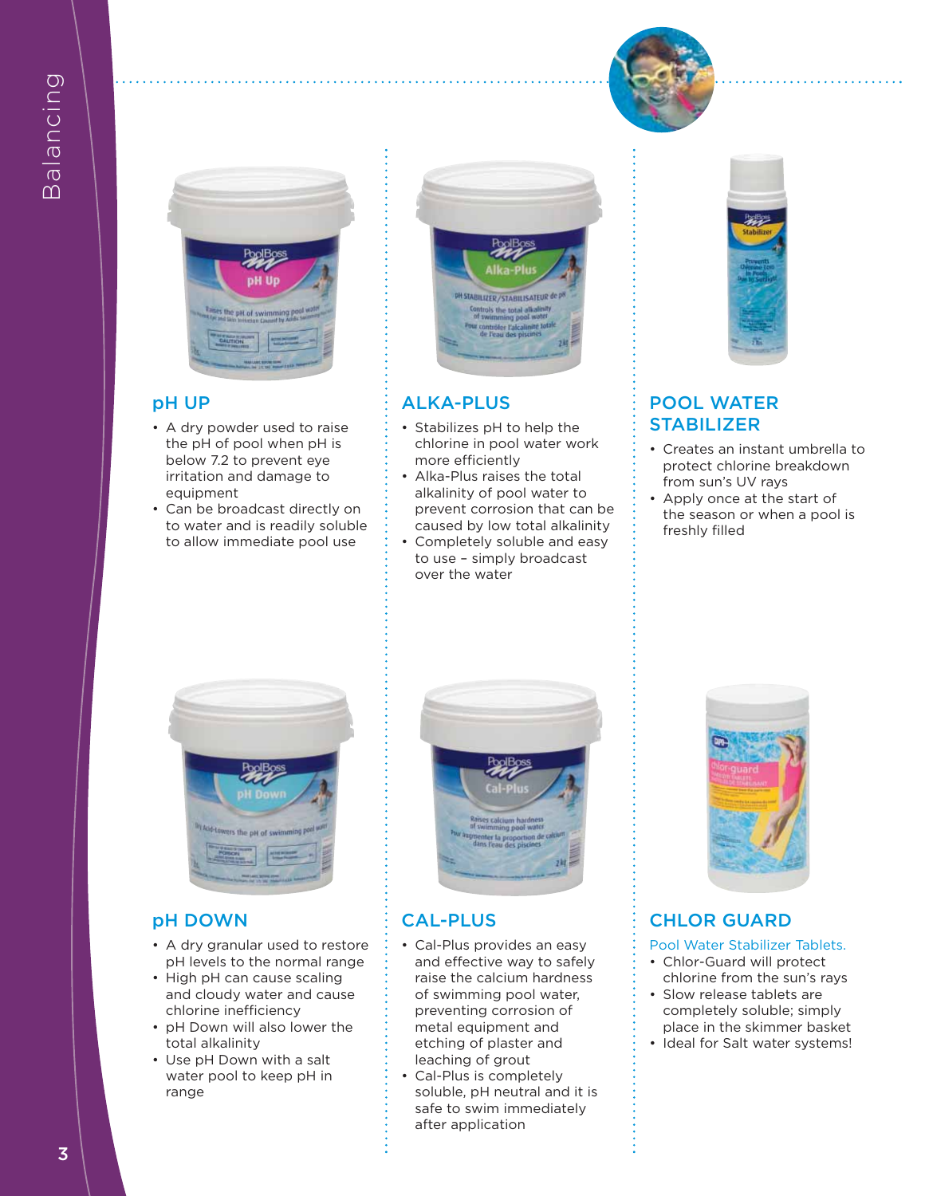Balancing

## pH UP

- A dry powder used to raise the pH of pool when pH is below 7.2 to prevent eye irritation and damage to equipment
- Can be broadcast directly on to water and is readily soluble to allow immediate pool use

## ALKA-PLUS

- Stabilizes pH to help the chlorine in pool water work more efficiently
- Alka-Plus raises the total alkalinity of pool water to prevent corrosion that can be caused by low total alkalinity
- Completely soluble and easy to use – simply broadcast over the water

## POOL WATER STABILIZER

- Creates an instant umbrella to protect chlorine breakdown from sun's UV rays
- Apply once at the start of the season or when a pool is freshly filled

## pH DOWN

- A dry granular used to restore pH levels to the normal range
- High pH can cause scaling and cloudy water and cause chlorine inefficiency
- pH Down will also lower the total alkalinity
- Use pH Down with a salt water pool to keep pH in range

## CAL-PLUS

- Cal-Plus provides an easy and effective way to safely raise the calcium hardness of swimming pool water, preventing corrosion of metal equipment and etching of plaster and leaching of grout
- Cal-Plus is completely soluble, pH neutral and it is safe to swim immediately after application

## CHLOR GUARD

Pool Water Stabilizer Tablets.

- Chlor-Guard will protect chlorine from the sun's rays
- Slow release tablets are completely soluble; simply place in the skimmer basket
- Ideal for Salt water systems!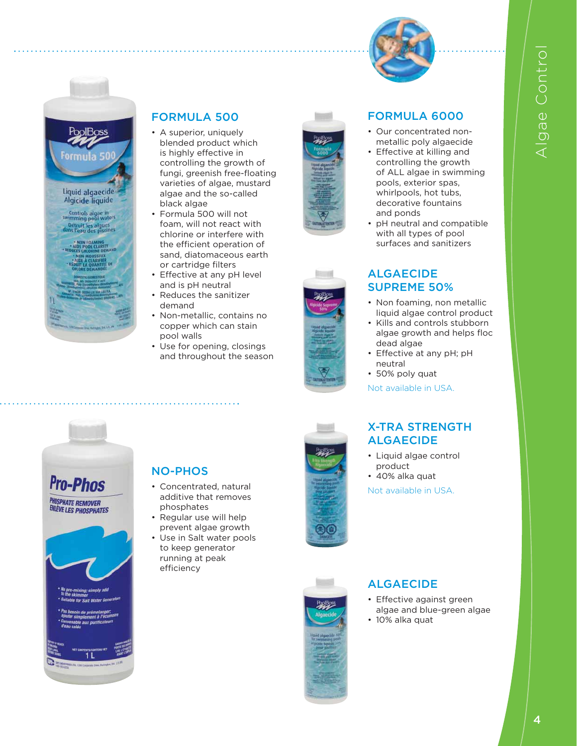## FORMULA 500

- A superior, uniquely blended product which is highly effective in controlling the growth of fungi, greenish free-floating varieties of algae, mustard algae and the so-called black algae
- Formula 500 will not foam, will not react with chlorine or interfere with the efficient operation of sand, diatomaceous earth or cartridge filters
- Effective at any pH level and is pH neutral
- Reduces the sanitizer demand
- Non-metallic, contains no copper which can stain pool walls
- Use for opening, closings and throughout the season

## FORMULA 6000

- Our concentrated non-metallic poly algaecide
- Effective at killing and controlling the growth of ALL algae in swimming pools, exterior spas, whirlpools, hot tubs, decorative fountains and ponds
- pH neutral and compatible with all types of pool surfaces and sanitizers

## ALGAECIDE SUPREME 50%

- Non foaming, non metallic liquid algae control product
- Kills and controls stubborn algae growth and helps floc dead algae
- Effective at any pH; pH neutral
- 50% poly quat

Not available in USA.

## NO-PHOS

- Concentrated, natural additive that removes phosphates
- Regular use will help prevent algae growth
- Use in Salt water pools to keep generator running at peak efficiency

## X-TRA STRENGTH ALGAECIDE

- Liquid algae control product
- 40% alka quat

Not available in USA.

## ALGAECIDE

- Effective against green algae and blue-green algae
- 10% alka quat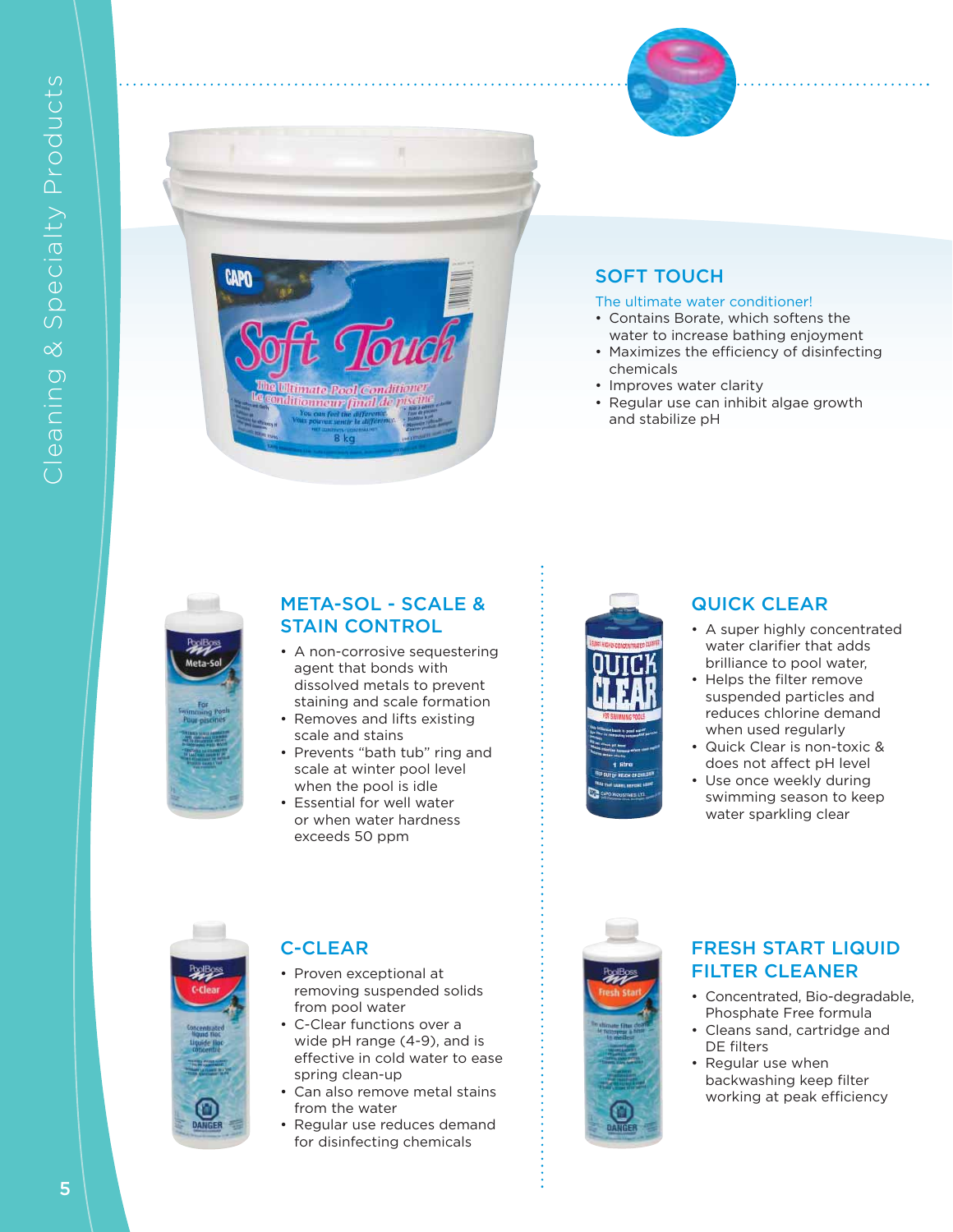## SOFT TOUCH

The ultimate water conditioner!

- Contains Borate, which softens the water to increase bathing enjoyment
- Maximizes the efficiency of disinfecting chemicals
- Improves water clarity
- Regular use can inhibit algae growth and stabilize pH

## META-SOL - SCALE & STAIN CONTROL

- A non-corrosive sequestering agent that bonds with dissolved metals to prevent staining and scale formation
- Removes and lifts existing scale and stains
- Prevents "bath tub" ring and scale at winter pool level when the pool is idle
- Essential for well water or when water hardness exceeds 50 ppm

## QUICK CLEAR

- A super highly concentrated water clarifier that adds brilliance to pool water,
- Helps the filter remove suspended particles and reduces chlorine demand when used regularly
- Quick Clear is non-toxic & does not affect pH level
- Use once weekly during swimming season to keep water sparkling clear

## C-CLEAR

- Proven exceptional at removing suspended solids from pool water
- C-Clear functions over a wide pH range (4-9), and is effective in cold water to ease spring clean-up
- Can also remove metal stains from the water
- Regular use reduces demand for disinfecting chemicals

## FRESH START LIQUID FILTER CLEANER

- Concentrated, Bio-degradable, Phosphate Free formula
- Cleans sand, cartridge and DE filters
- Regular use when backwashing keep filter working at peak efficiency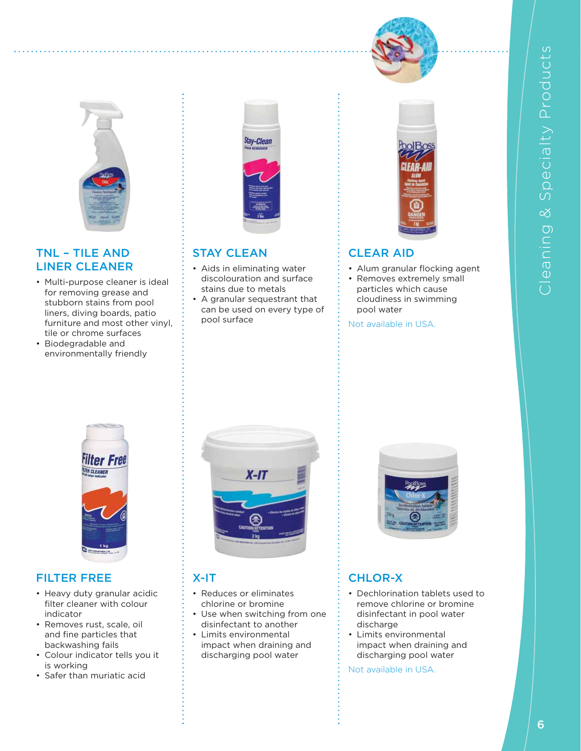## TNL – TILE AND LINER CLEANER

- Multi-purpose cleaner is ideal for removing grease and stubborn stains from pool liners, diving boards, patio furniture and most other vinyl, tile or chrome surfaces
- Biodegradable and environmentally friendly

## STAY CLEAN

- Aids in eliminating water discolouration and surface stains due to metals
- A granular sequestrant that can be used on every type of pool surface

## CLEAR AID

- Alum granular flocking agent
- Removes extremely small particles which cause cloudiness in swimming pool water

Not available in USA.

## FILTER FREE

- Heavy duty granular acidic filter cleaner with colour indicator
- Removes rust, scale, oil and fine particles that backwashing fails
- Colour indicator tells you it is working
- Safer than muriatic acid

## X-IT

- Reduces or eliminates chlorine or bromine
- Use when switching from one disinfectant to another
- Limits environmental impact when draining and discharging pool water

## CHLOR-X

- Dechlorination tablets used to remove chlorine or bromine disinfectant in pool water discharge
- Limits environmental impact when draining and discharging pool water

Not available in USA.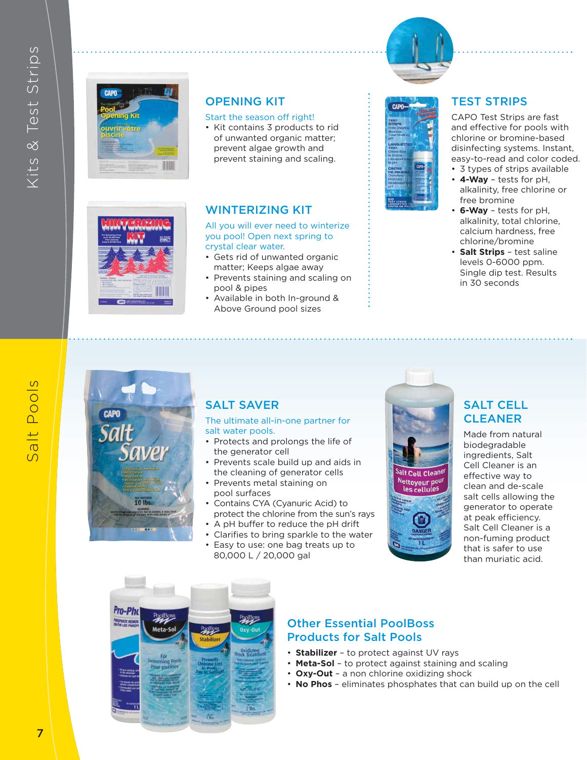# Kits & Test Strips

## OPENING KIT

Start the season off right!

- Kit contains 3 products to rid of unwanted organic matter; prevent algae growth and prevent staining and scaling.

## WINTERIZING KIT

All you will ever need to winterize you pool! Open next spring to crystal clear water.

- Gets rid of unwanted organic matter; Keeps algae away
- Prevents staining and scaling on pool & pipes
- Available in both In-ground & Above Ground pool sizes

## TEST STRIPS

CAPO Test Strips are fast and effective for pools with chlorine or bromine-based disinfecting systems. Instant, easy-to-read and color coded.

- 3 types of strips available
- **4-Way** – tests for pH, alkalinity, free chlorine or free bromine
- **6-Way** – tests for pH, alkalinity, total chlorine, calcium hardness, free chlorine/bromine
- **Salt Strips** – test saline levels 0-6000 ppm. Single dip test. Results in 30 seconds

# Salt Pools

## SALT SAVER

The ultimate all-in-one partner for salt water pools.

- Protects and prolongs the life of the generator cell
- Prevents scale build up and aids in the cleaning of generator cells
- Prevents metal staining on pool surfaces
- Contains CYA (Cyanuric Acid) to protect the chlorine from the sun's rays
- A pH buffer to reduce the pH drift
- Clarifies to bring sparkle to the water
- Easy to use: one bag treats up to 80,000 L / 20,000 gal

## SALT CELL CLEANER

Made from natural biodegradable ingredients, Salt Cell Cleaner is an effective way to clean and de-scale salt cells allowing the generator to operate at peak efficiency. Salt Cell Cleaner is a non-fuming product that is safer to use than muriatic acid.

## Other Essential PoolBoss Products for Salt Pools

- **Stabilizer** – to protect against UV rays
- **Meta-Sol** – to protect against staining and scaling
- **Oxy-Out** – a non chlorine oxidizing shock
- **No Phos** – eliminates phosphates that can build up on the cell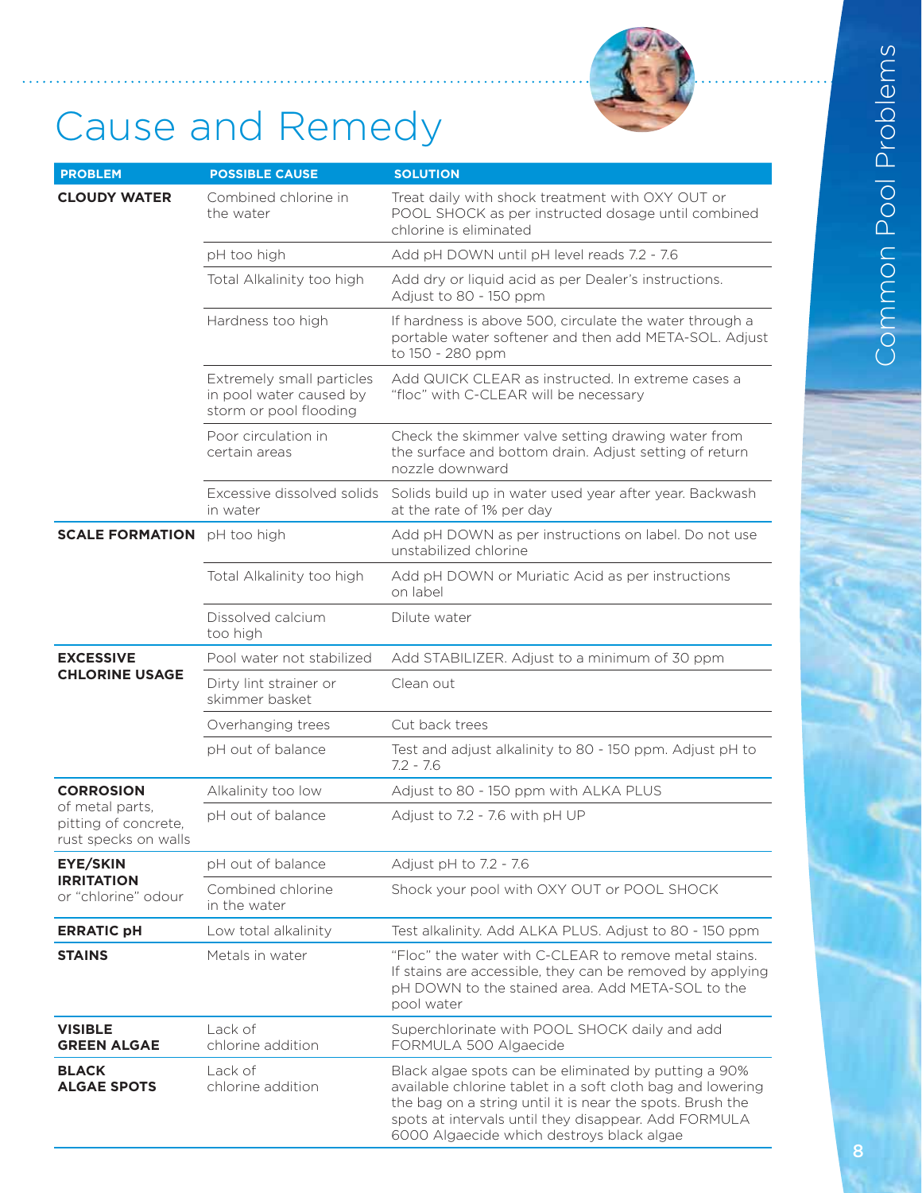# Cause and Remedy

| PROBLEM | POSSIBLE CAUSE | SOLUTION |
|---|---|---|
| **CLOUDY WATER** | Combined chlorine in the water | Treat daily with shock treatment with OXY OUT or POOL SHOCK as per instructed dosage until combined chlorine is eliminated |
| | pH too high | Add pH DOWN until pH level reads 7.2 - 7.6 |
| | Total Alkalinity too high | Add dry or liquid acid as per Dealer's instructions. Adjust to 80 - 150 ppm |
| | Hardness too high | If hardness is above 500, circulate the water through a portable water softener and then add META-SOL. Adjust to 150 - 280 ppm |
| | Extremely small particles in pool water caused by storm or pool flooding | Add QUICK CLEAR as instructed. In extreme cases a "floc" with C-CLEAR will be necessary |
| | Poor circulation in certain areas | Check the skimmer valve setting drawing water from the surface and bottom drain. Adjust setting of return nozzle downward |
| | Excessive dissolved solids in water | Solids build up in water used year after year. Backwash at the rate of 1% per day |
| **SCALE FORMATION** | pH too high | Add pH DOWN as per instructions on label. Do not use unstabilized chlorine |
| | Total Alkalinity too high | Add pH DOWN or Muriatic Acid as per instructions on label |
| | Dissolved calcium too high | Dilute water |
| **EXCESSIVE CHLORINE USAGE** | Pool water not stabilized | Add STABILIZER. Adjust to a minimum of 30 ppm |
| | Dirty lint strainer or skimmer basket | Clean out |
| | Overhanging trees | Cut back trees |
| | pH out of balance | Test and adjust alkalinity to 80 - 150 ppm. Adjust pH to 7.2 - 7.6 |
| **CORROSION** of metal parts, pitting of concrete, rust specks on walls | Alkalinity too low | Adjust to 80 - 150 ppm with ALKA PLUS |
| | pH out of balance | Adjust to 7.2 - 7.6 with pH UP |
| **EYE/SKIN IRRITATION** or "chlorine" odour | pH out of balance | Adjust pH to 7.2 - 7.6 |
| | Combined chlorine in the water | Shock your pool with OXY OUT or POOL SHOCK |
| **ERRATIC pH** | Low total alkalinity | Test alkalinity. Add ALKA PLUS. Adjust to 80 - 150 ppm |
| **STAINS** | Metals in water | "Floc" the water with C-CLEAR to remove metal stains. If stains are accessible, they can be removed by applying pH DOWN to the stained area. Add META-SOL to the pool water |
| **VISIBLE GREEN ALGAE** | Lack of chlorine addition | Superchlorinate with POOL SHOCK daily and add FORMULA 500 Algaecide |
| **BLACK ALGAE SPOTS** | Lack of chlorine addition | Black algae spots can be eliminated by putting a 90% available chlorine tablet in a soft cloth bag and lowering the bag on a string until it is near the spots. Brush the spots at intervals until they disappear. Add FORMULA 6000 Algaecide which destroys black algae |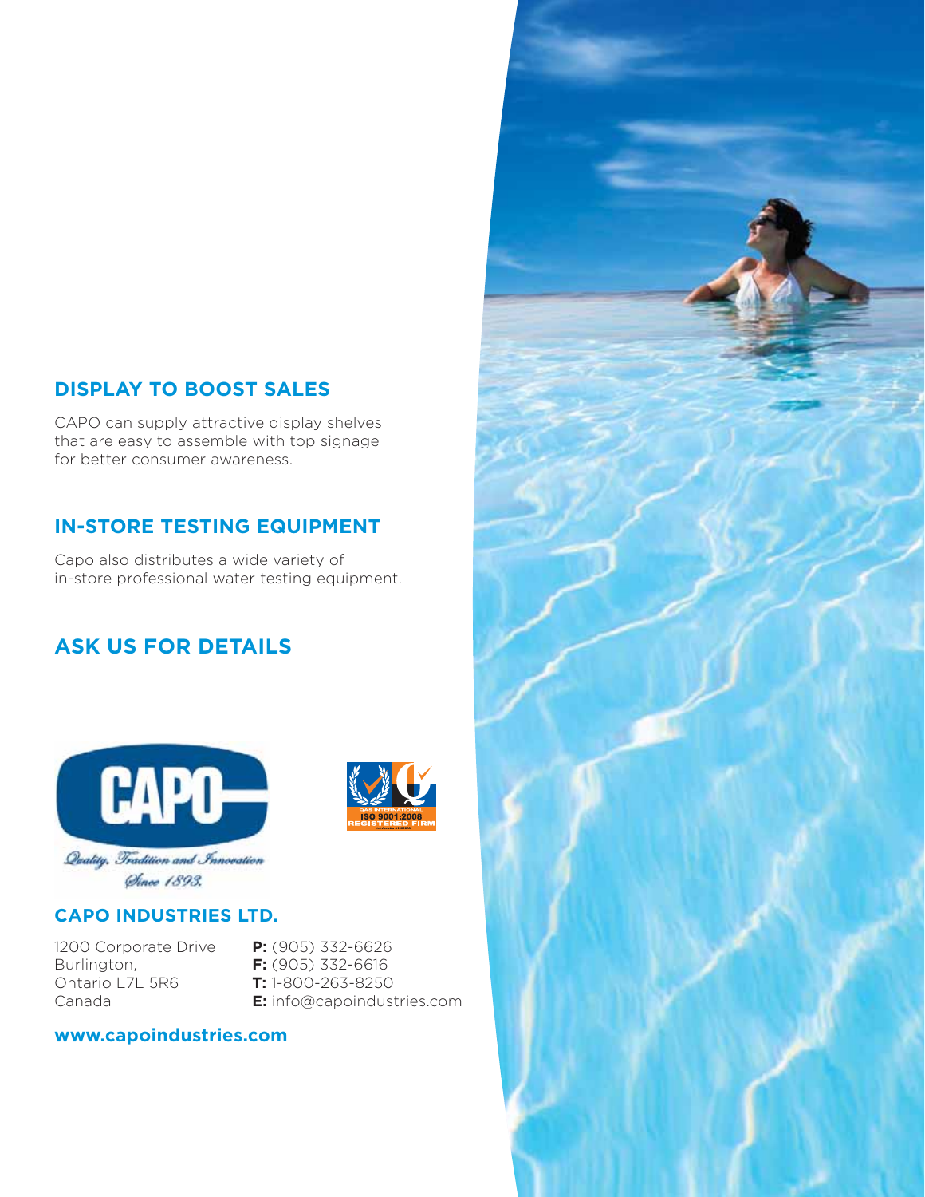## DISPLAY TO BOOST SALES

CAPO can supply attractive display shelves that are easy to assemble with top signage for better consumer awareness.

## IN-STORE TESTING EQUIPMENT

Capo also distributes a wide variety of in-store professional water testing equipment.

## ASK US FOR DETAILS

CAPO

*Quality, Tradition and Innovation*
*Since 1893.*

QAS INTERNATIONAL
ISO 9001:2008
REGISTERED FIRM

### CAPO INDUSTRIES LTD.

1200 Corporate Drive
Burlington,
Ontario L7L 5R6
Canada

**P:** (905) 332-6626
**F:** (905) 332-6616
**T:** 1-800-263-8250
**E:** info@capoindustries.com

**www.capoindustries.com**